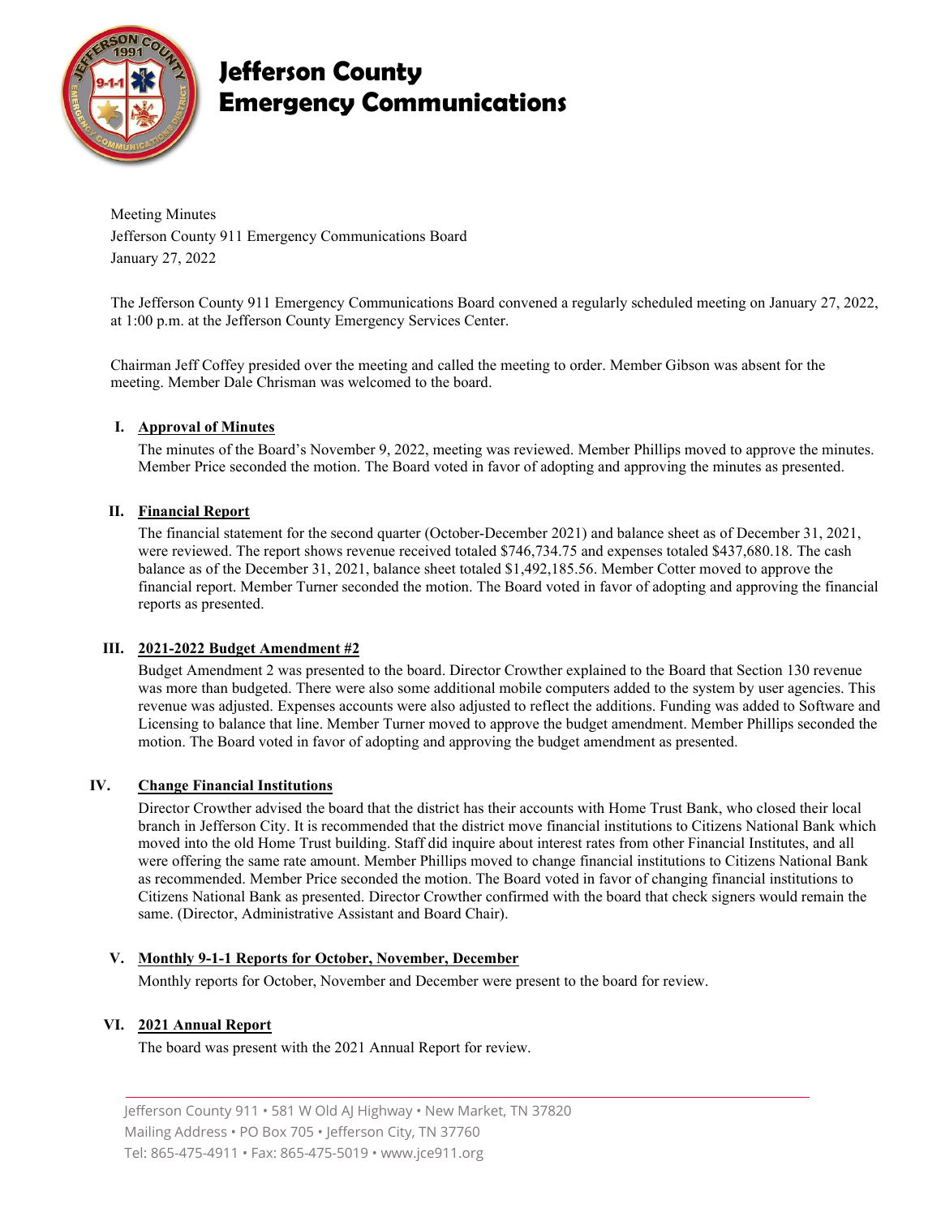# Jefferson County Emergency Communications

Meeting Minutes
Jefferson County 911 Emergency Communications Board
January 27, 2022

The Jefferson County 911 Emergency Communications Board convened a regularly scheduled meeting on January 27, 2022, at 1:00 p.m. at the Jefferson County Emergency Services Center.

Chairman Jeff Coffey presided over the meeting and called the meeting to order. Member Gibson was absent for the meeting. Member Dale Chrisman was welcomed to the board.

## I. Approval of Minutes

The minutes of the Board's November 9, 2022, meeting was reviewed. Member Phillips moved to approve the minutes. Member Price seconded the motion. The Board voted in favor of adopting and approving the minutes as presented.

## II. Financial Report

The financial statement for the second quarter (October-December 2021) and balance sheet as of December 31, 2021, were reviewed. The report shows revenue received totaled $746,734.75 and expenses totaled $437,680.18. The cash balance as of the December 31, 2021, balance sheet totaled $1,492,185.56. Member Cotter moved to approve the financial report. Member Turner seconded the motion. The Board voted in favor of adopting and approving the financial reports as presented.

## III. 2021-2022 Budget Amendment #2

Budget Amendment 2 was presented to the board. Director Crowther explained to the Board that Section 130 revenue was more than budgeted. There were also some additional mobile computers added to the system by user agencies. This revenue was adjusted. Expenses accounts were also adjusted to reflect the additions. Funding was added to Software and Licensing to balance that line. Member Turner moved to approve the budget amendment. Member Phillips seconded the motion. The Board voted in favor of adopting and approving the budget amendment as presented.

## IV. Change Financial Institutions

Director Crowther advised the board that the district has their accounts with Home Trust Bank, who closed their local branch in Jefferson City. It is recommended that the district move financial institutions to Citizens National Bank which moved into the old Home Trust building. Staff did inquire about interest rates from other Financial Institutes, and all were offering the same rate amount. Member Phillips moved to change financial institutions to Citizens National Bank as recommended. Member Price seconded the motion. The Board voted in favor of changing financial institutions to Citizens National Bank as presented. Director Crowther confirmed with the board that check signers would remain the same. (Director, Administrative Assistant and Board Chair).

## V. Monthly 9-1-1 Reports for October, November, December

Monthly reports for October, November and December were present to the board for review.

## VI. 2021 Annual Report

The board was present with the 2021 Annual Report for review.

Jefferson County 911 • 581 W Old AJ Highway • New Market, TN 37820
Mailing Address • PO Box 705 • Jefferson City, TN 37760
Tel: 865-475-4911 • Fax: 865-475-5019 • www.jce911.org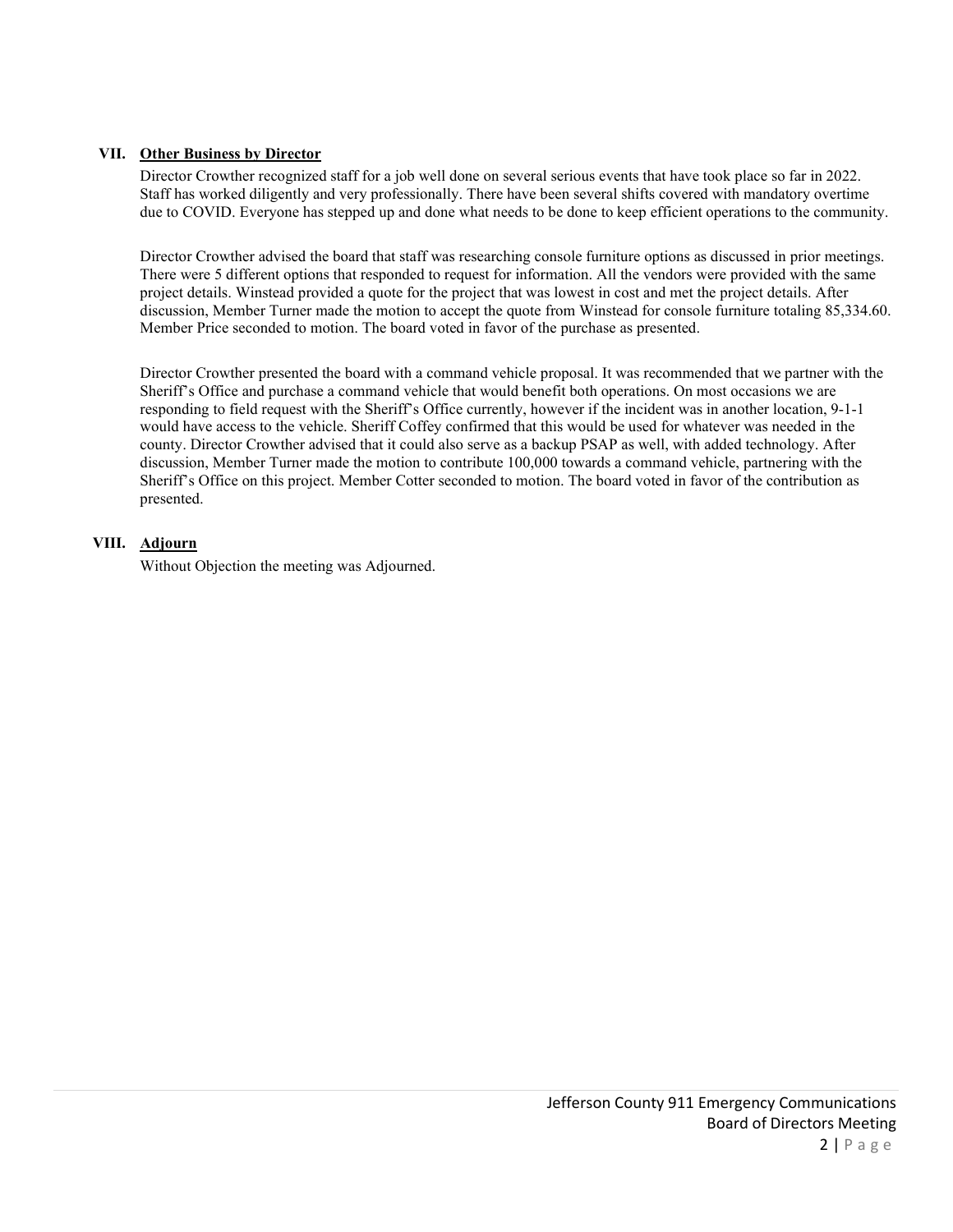## VII. Other Business by Director

Director Crowther recognized staff for a job well done on several serious events that have took place so far in 2022. Staff has worked diligently and very professionally. There have been several shifts covered with mandatory overtime due to COVID. Everyone has stepped up and done what needs to be done to keep efficient operations to the community.

Director Crowther advised the board that staff was researching console furniture options as discussed in prior meetings. There were 5 different options that responded to request for information. All the vendors were provided with the same project details. Winstead provided a quote for the project that was lowest in cost and met the project details. After discussion, Member Turner made the motion to accept the quote from Winstead for console furniture totaling 85,334.60. Member Price seconded to motion. The board voted in favor of the purchase as presented.

Director Crowther presented the board with a command vehicle proposal. It was recommended that we partner with the Sheriff's Office and purchase a command vehicle that would benefit both operations. On most occasions we are responding to field request with the Sheriff's Office currently, however if the incident was in another location, 9-1-1 would have access to the vehicle. Sheriff Coffey confirmed that this would be used for whatever was needed in the county. Director Crowther advised that it could also serve as a backup PSAP as well, with added technology. After discussion, Member Turner made the motion to contribute 100,000 towards a command vehicle, partnering with the Sheriff's Office on this project. Member Cotter seconded to motion. The board voted in favor of the contribution as presented.

## VIII. Adjourn

Without Objection the meeting was Adjourned.